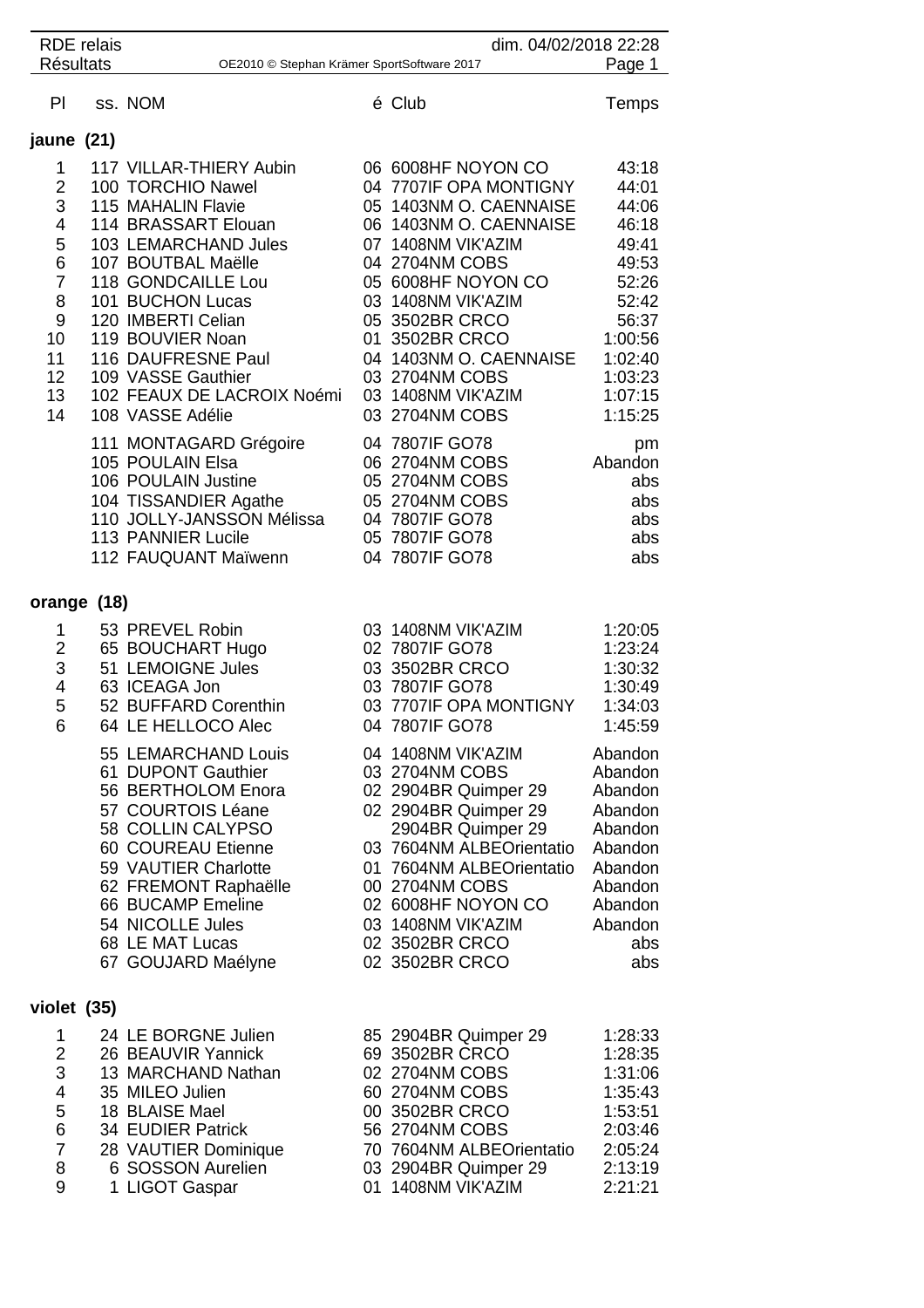RDE relais
Résultats

dim. 04/02/2018 22:28

OE2010 © Stephan Krämer SportSoftware 2017

| Pl | ss. | NOM | é | Club | Temps |
|---|---|---|---|---|---|
| **jaune (21)** | | | | | |
| 1 | 117 | VILLAR-THIERY Aubin | 06 | 6008HF NOYON CO | 43:18 |
| 2 | 100 | TORCHIO Nawel | 04 | 7707IF OPA MONTIGNY | 44:01 |
| 3 | 115 | MAHALIN Flavie | 05 | 1403NM O. CAENNAISE | 44:06 |
| 4 | 114 | BRASSART Elouan | 06 | 1403NM O. CAENNAISE | 46:18 |
| 5 | 103 | LEMARCHAND Jules | 07 | 1408NM VIK'AZIM | 49:41 |
| 6 | 107 | BOUTBAL Maëlle | 04 | 2704NM COBS | 49:53 |
| 7 | 118 | GONDCAILLE Lou | 05 | 6008HF NOYON CO | 52:26 |
| 8 | 101 | BUCHON Lucas | 03 | 1408NM VIK'AZIM | 52:42 |
| 9 | 120 | IMBERTI Celian | 05 | 3502BR CRCO | 56:37 |
| 10 | 119 | BOUVIER Noan | 01 | 3502BR CRCO | 1:00:56 |
| 11 | 116 | DAUFRESNE Paul | 04 | 1403NM O. CAENNAISE | 1:02:40 |
| 12 | 109 | VASSE Gauthier | 03 | 2704NM COBS | 1:03:23 |
| 13 | 102 | FEAUX DE LACROIX Noémi | 03 | 1408NM VIK'AZIM | 1:07:15 |
| 14 | 108 | VASSE Adélie | 03 | 2704NM COBS | 1:15:25 |
| | 111 | MONTAGARD Grégoire | 04 | 7807IF GO78 | pm |
| | 105 | POULAIN Elsa | 06 | 2704NM COBS | Abandon |
| | 106 | POULAIN Justine | 05 | 2704NM COBS | abs |
| | 104 | TISSANDIER Agathe | 05 | 2704NM COBS | abs |
| | 110 | JOLLY-JANSSON Mélissa | 04 | 7807IF GO78 | abs |
| | 113 | PANNIER Lucile | 05 | 7807IF GO78 | abs |
| | 112 | FAUQUANT Maïwenn | 04 | 7807IF GO78 | abs |
| **orange (18)** | | | | | |
| 1 | 53 | PREVEL Robin | 03 | 1408NM VIK'AZIM | 1:20:05 |
| 2 | 65 | BOUCHART Hugo | 02 | 7807IF GO78 | 1:23:24 |
| 3 | 51 | LEMOIGNE Jules | 03 | 3502BR CRCO | 1:30:32 |
| 4 | 63 | ICEAGA Jon | 03 | 7807IF GO78 | 1:30:49 |
| 5 | 52 | BUFFARD Corenthin | 03 | 7707IF OPA MONTIGNY | 1:34:03 |
| 6 | 64 | LE HELLOCO Alec | 04 | 7807IF GO78 | 1:45:59 |
| | 55 | LEMARCHAND Louis | 04 | 1408NM VIK'AZIM | Abandon |
| | 61 | DUPONT Gauthier | 03 | 2704NM COBS | Abandon |
| | 56 | BERTHOLOM Enora | 02 | 2904BR Quimper 29 | Abandon |
| | 57 | COURTOIS Léane | 02 | 2904BR Quimper 29 | Abandon |
| | 58 | COLLIN CALYPSO | | 2904BR Quimper 29 | Abandon |
| | 60 | COUREAU Etienne | 03 | 7604NM ALBEOrientatio | Abandon |
| | 59 | VAUTIER Charlotte | 01 | 7604NM ALBEOrientatio | Abandon |
| | 62 | FREMONT Raphaëlle | 00 | 2704NM COBS | Abandon |
| | 66 | BUCAMP Emeline | 02 | 6008HF NOYON CO | Abandon |
| | 54 | NICOLLE Jules | 03 | 1408NM VIK'AZIM | Abandon |
| | 68 | LE MAT Lucas | 02 | 3502BR CRCO | abs |
| | 67 | GOUJARD Maélyne | 02 | 3502BR CRCO | abs |
| **violet (35)** | | | | | |
| 1 | 24 | LE BORGNE Julien | 85 | 2904BR Quimper 29 | 1:28:33 |
| 2 | 26 | BEAUVIR Yannick | 69 | 3502BR CRCO | 1:28:35 |
| 3 | 13 | MARCHAND Nathan | 02 | 2704NM COBS | 1:31:06 |
| 4 | 35 | MILEO Julien | 60 | 2704NM COBS | 1:35:43 |
| 5 | 18 | BLAISE Mael | 00 | 3502BR CRCO | 1:53:51 |
| 6 | 34 | EUDIER Patrick | 56 | 2704NM COBS | 2:03:46 |
| 7 | 28 | VAUTIER Dominique | 70 | 7604NM ALBEOrientatio | 2:05:24 |
| 8 | 6 | SOSSON Aurelien | 03 | 2904BR Quimper 29 | 2:13:19 |
| 9 | 1 | LIGOT Gaspar | 01 | 1408NM VIK'AZIM | 2:21:21 |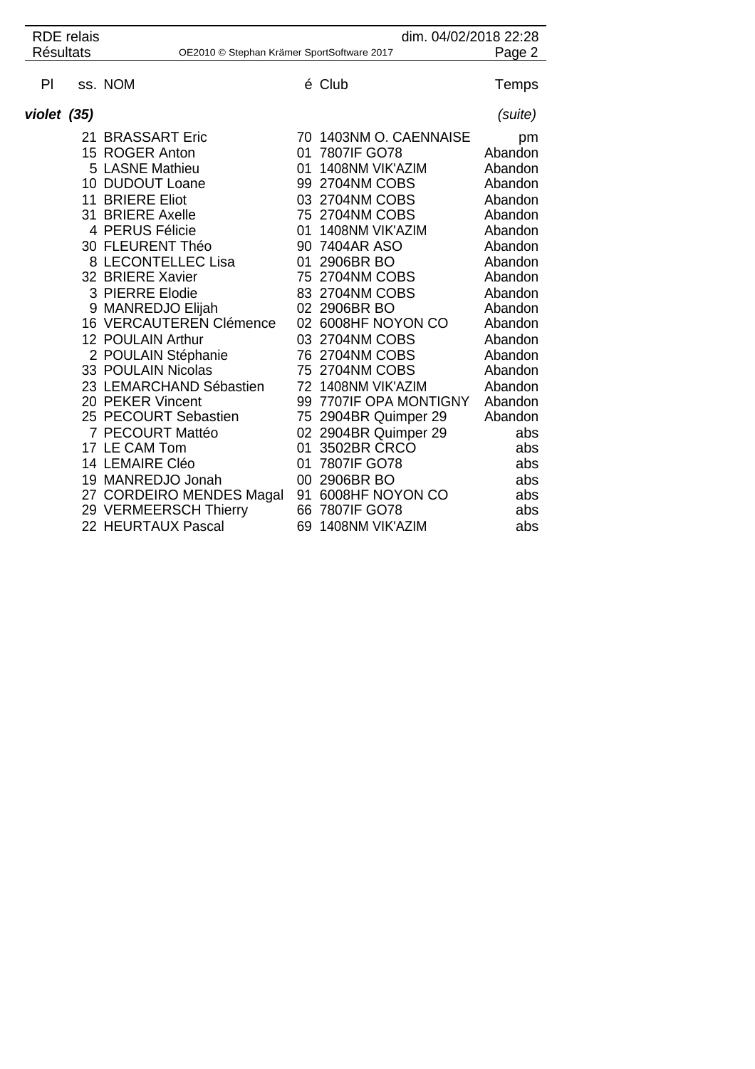| Pl | ss. | NOM | é | Club | Temps |
|---|---|---|---|---|---|
| ***violet (35)*** | | | | | *(suite)* |
| | 21 | BRASSART Eric | 70 | 1403NM O. CAENNAISE | pm |
| | 15 | ROGER Anton | 01 | 7807IF GO78 | Abandon |
| | 5 | LASNE Mathieu | 01 | 1408NM VIK'AZIM | Abandon |
| | 10 | DUDOUT Loane | 99 | 2704NM COBS | Abandon |
| | 11 | BRIERE Eliot | 03 | 2704NM COBS | Abandon |
| | 31 | BRIERE Axelle | 75 | 2704NM COBS | Abandon |
| | 4 | PERUS Félicie | 01 | 1408NM VIK'AZIM | Abandon |
| | 30 | FLEURENT Théo | 90 | 7404AR ASO | Abandon |
| | 8 | LECONTELLEC Lisa | 01 | 2906BR BO | Abandon |
| | 32 | BRIERE Xavier | 75 | 2704NM COBS | Abandon |
| | 3 | PIERRE Elodie | 83 | 2704NM COBS | Abandon |
| | 9 | MANREDJO Elijah | 02 | 2906BR BO | Abandon |
| | 16 | VERCAUTEREN Clémence | 02 | 6008HF NOYON CO | Abandon |
| | 12 | POULAIN Arthur | 03 | 2704NM COBS | Abandon |
| | 2 | POULAIN Stéphanie | 76 | 2704NM COBS | Abandon |
| | 33 | POULAIN Nicolas | 75 | 2704NM COBS | Abandon |
| | 23 | LEMARCHAND Sébastien | 72 | 1408NM VIK'AZIM | Abandon |
| | 20 | PEKER Vincent | 99 | 7707IF OPA MONTIGNY | Abandon |
| | 25 | PECOURT Sebastien | 75 | 2904BR Quimper 29 | Abandon |
| | 7 | PECOURT Mattéo | 02 | 2904BR Quimper 29 | abs |
| | 17 | LE CAM Tom | 01 | 3502BR CRCO | abs |
| | 14 | LEMAIRE Cléo | 01 | 7807IF GO78 | abs |
| | 19 | MANREDJO Jonah | 00 | 2906BR BO | abs |
| | 27 | CORDEIRO MENDES Magal | 91 | 6008HF NOYON CO | abs |
| | 29 | VERMEERSCH Thierry | 66 | 7807IF GO78 | abs |
| | 22 | HEURTAUX Pascal | 69 | 1408NM VIK'AZIM | abs |